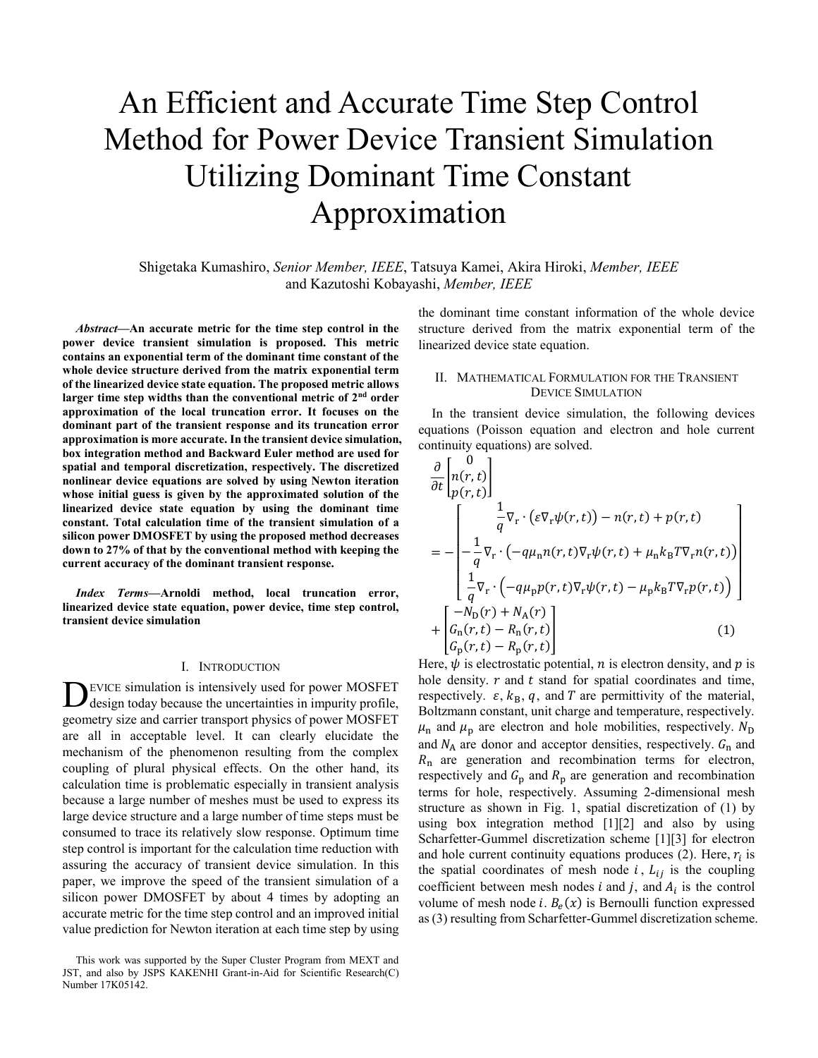# An Efficient and Accurate Time Step Control Method for Power Device Transient Simulation Utilizing Dominant Time Constant Approximation

Shigetaka Kumashiro, *Senior Member, IEEE*, Tatsuya Kamei, Akira Hiroki, *Member, IEEE* and Kazutoshi Kobayashi, *Member, IEEE*

***Abstract*—An accurate metric for the time step control in the power device transient simulation is proposed. This metric contains an exponential term of the dominant time constant of the whole device structure derived from the matrix exponential term of the linearized device state equation. The proposed metric allows larger time step widths than the conventional metric of 2nd order approximation of the local truncation error. It focuses on the dominant part of the transient response and its truncation error approximation is more accurate. In the transient device simulation, box integration method and Backward Euler method are used for spatial and temporal discretization, respectively. The discretized nonlinear device equations are solved by using Newton iteration whose initial guess is given by the approximated solution of the linearized device state equation by using the dominant time constant. Total calculation time of the transient simulation of a silicon power DMOSFET by using the proposed method decreases down to 27% of that by the conventional method with keeping the current accuracy of the dominant transient response.**

***Index Terms*—Arnoldi method, local truncation error, linearized device state equation, power device, time step control, transient device simulation**

## I. Introduction

DEVICE simulation is intensively used for power MOSFET design today because the uncertainties in impurity profile, geometry size and carrier transport physics of power MOSFET are all in acceptable level. It can clearly elucidate the mechanism of the phenomenon resulting from the complex coupling of plural physical effects. On the other hand, its calculation time is problematic especially in transient analysis because a large number of meshes must be used to express its large device structure and a large number of time steps must be consumed to trace its relatively slow response. Optimum time step control is important for the calculation time reduction with assuring the accuracy of transient device simulation. In this paper, we improve the speed of the transient simulation of a silicon power DMOSFET by about 4 times by adopting an accurate metric for the time step control and an improved initial value prediction for Newton iteration at each time step by using the dominant time constant information of the whole device structure derived from the matrix exponential term of the linearized device state equation.

This work was supported by the Super Cluster Program from MEXT and JST, and also by JSPS KAKENHI Grant-in-Aid for Scientific Research(C) Number 17K05142.

## II. Mathematical Formulation for the Transient Device Simulation

In the transient device simulation, the following devices equations (Poisson equation and electron and hole current continuity equations) are solved.

$$
\frac{\partial}{\partial t}\begin{bmatrix} 0 \\ n(r,t) \\ p(r,t) \end{bmatrix}
= -\begin{bmatrix} \frac{1}{q}\nabla_{\mathrm{r}}\cdot\left(\varepsilon\nabla_{\mathrm{r}}\psi(r,t)\right) - n(r,t) + p(r,t) \\ -\frac{1}{q}\nabla_{\mathrm{r}}\cdot\left(-q\mu_{\mathrm{n}}n(r,t)\nabla_{\mathrm{r}}\psi(r,t) + \mu_{\mathrm{n}}k_{\mathrm{B}}T\nabla_{\mathrm{r}}n(r,t)\right) \\ \frac{1}{q}\nabla_{\mathrm{r}}\cdot\left(-q\mu_{\mathrm{p}}p(r,t)\nabla_{\mathrm{r}}\psi(r,t) - \mu_{\mathrm{p}}k_{\mathrm{B}}T\nabla_{\mathrm{r}}p(r,t)\right) \end{bmatrix}
+ \begin{bmatrix} -N_{\mathrm{D}}(r) + N_{\mathrm{A}}(r) \\ G_{\mathrm{n}}(r,t) - R_{\mathrm{n}}(r,t) \\ G_{\mathrm{p}}(r,t) - R_{\mathrm{p}}(r,t) \end{bmatrix} \quad (1)
$$

Here, $\psi$ is electrostatic potential, $n$ is electron density, and $p$ is hole density. $r$ and $t$ stand for spatial coordinates and time, respectively. $\varepsilon$, $k_{\mathrm{B}}$, $q$, and $T$ are permittivity of the material, Boltzmann constant, unit charge and temperature, respectively. $\mu_{\mathrm{n}}$ and $\mu_{\mathrm{p}}$ are electron and hole mobilities, respectively. $N_{\mathrm{D}}$ and $N_{\mathrm{A}}$ are donor and acceptor densities, respectively. $G_{\mathrm{n}}$ and $R_{\mathrm{n}}$ are generation and recombination terms for electron, respectively and $G_{\mathrm{p}}$ and $R_{\mathrm{p}}$ are generation and recombination terms for hole, respectively. Assuming 2-dimensional mesh structure as shown in Fig. 1, spatial discretization of (1) by using box integration method [1][2] and also by using Scharfetter-Gummel discretization scheme [1][3] for electron and hole current continuity equations produces (2). Here, $r_i$ is the spatial coordinates of mesh node $i$, $L_{ij}$ is the coupling coefficient between mesh nodes $i$ and $j$, and $A_i$ is the control volume of mesh node $i$. $B_e(x)$ is Bernoulli function expressed as (3) resulting from Scharfetter-Gummel discretization scheme.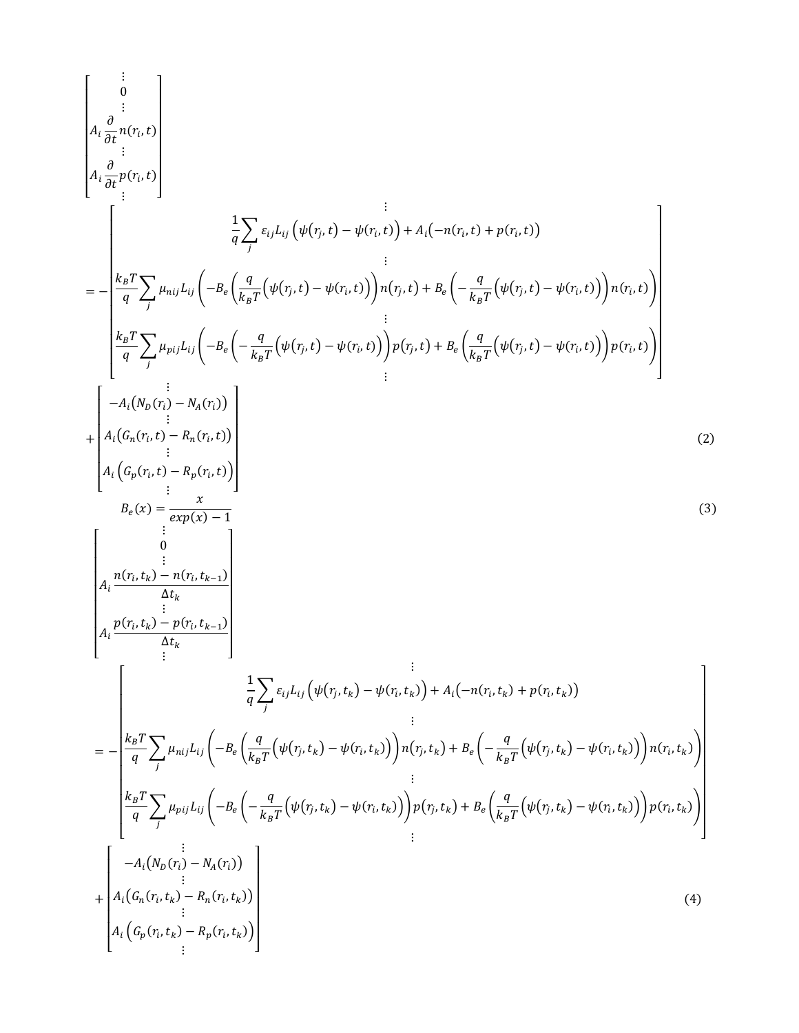$$
\begin{bmatrix} \vdots \\ 0 \\ \vdots \\ A_i \dfrac{\partial}{\partial t} n(r_i,t) \\ \vdots \\ A_i \dfrac{\partial}{\partial t} p(r_i,t) \\ \vdots \end{bmatrix}
= -\begin{bmatrix} \vdots \\ \dfrac{1}{q}\sum_j \varepsilon_{ij} L_{ij} \left(\psi(r_j,t) - \psi(r_i,t)\right) + A_i\left(-n(r_i,t) + p(r_i,t)\right) \\ \vdots \\ \dfrac{k_B T}{q}\sum_j \mu_{nij} L_{ij} \left(-B_e\left(\dfrac{q}{k_B T}\left(\psi(r_j,t) - \psi(r_i,t)\right)\right) n(r_j,t) + B_e\left(-\dfrac{q}{k_B T}\left(\psi(r_j,t) - \psi(r_i,t)\right)\right) n(r_i,t)\right) \\ \vdots \\ \dfrac{k_B T}{q}\sum_j \mu_{pij} L_{ij} \left(-B_e\left(-\dfrac{q}{k_B T}\left(\psi(r_j,t) - \psi(r_i,t)\right)\right) p(r_j,t) + B_e\left(\dfrac{q}{k_B T}\left(\psi(r_j,t) - \psi(r_i,t)\right)\right) p(r_i,t)\right) \\ \vdots \end{bmatrix}
+ \begin{bmatrix} \vdots \\ -A_i\left(N_D(r_i) - N_A(r_i)\right) \\ \vdots \\ A_i\left(G_n(r_i,t) - R_n(r_i,t)\right) \\ \vdots \\ A_i\left(G_p(r_i,t) - R_p(r_i,t)\right) \\ \vdots \end{bmatrix} \tag{2}
$$

$$
B_e(x) = \frac{x}{exp(x) - 1} \tag{3}
$$

$$
\begin{bmatrix} \vdots \\ 0 \\ \vdots \\ A_i \dfrac{n(r_i,t_k) - n(r_i,t_{k-1})}{\Delta t_k} \\ \vdots \\ A_i \dfrac{p(r_i,t_k) - p(r_i,t_{k-1})}{\Delta t_k} \\ \vdots \end{bmatrix}
= -\begin{bmatrix} \vdots \\ \dfrac{1}{q}\sum_j \varepsilon_{ij} L_{ij} \left(\psi(r_j,t_k) - \psi(r_i,t_k)\right) + A_i\left(-n(r_i,t_k) + p(r_i,t_k)\right) \\ \vdots \\ \dfrac{k_B T}{q}\sum_j \mu_{nij} L_{ij} \left(-B_e\left(\dfrac{q}{k_B T}\left(\psi(r_j,t_k) - \psi(r_i,t_k)\right)\right) n(r_j,t_k) + B_e\left(-\dfrac{q}{k_B T}\left(\psi(r_j,t_k) - \psi(r_i,t_k)\right)\right) n(r_i,t_k)\right) \\ \vdots \\ \dfrac{k_B T}{q}\sum_j \mu_{pij} L_{ij} \left(-B_e\left(-\dfrac{q}{k_B T}\left(\psi(r_j,t_k) - \psi(r_i,t_k)\right)\right) p(r_j,t_k) + B_e\left(\dfrac{q}{k_B T}\left(\psi(r_j,t_k) - \psi(r_i,t_k)\right)\right) p(r_i,t_k)\right) \\ \vdots \end{bmatrix}
+ \begin{bmatrix} \vdots \\ -A_i\left(N_D(r_i) - N_A(r_i)\right) \\ \vdots \\ A_i\left(G_n(r_i,t_k) - R_n(r_i,t_k)\right) \\ \vdots \\ A_i\left(G_p(r_i,t_k) - R_p(r_i,t_k)\right) \\ \vdots \end{bmatrix} \tag{4}
$$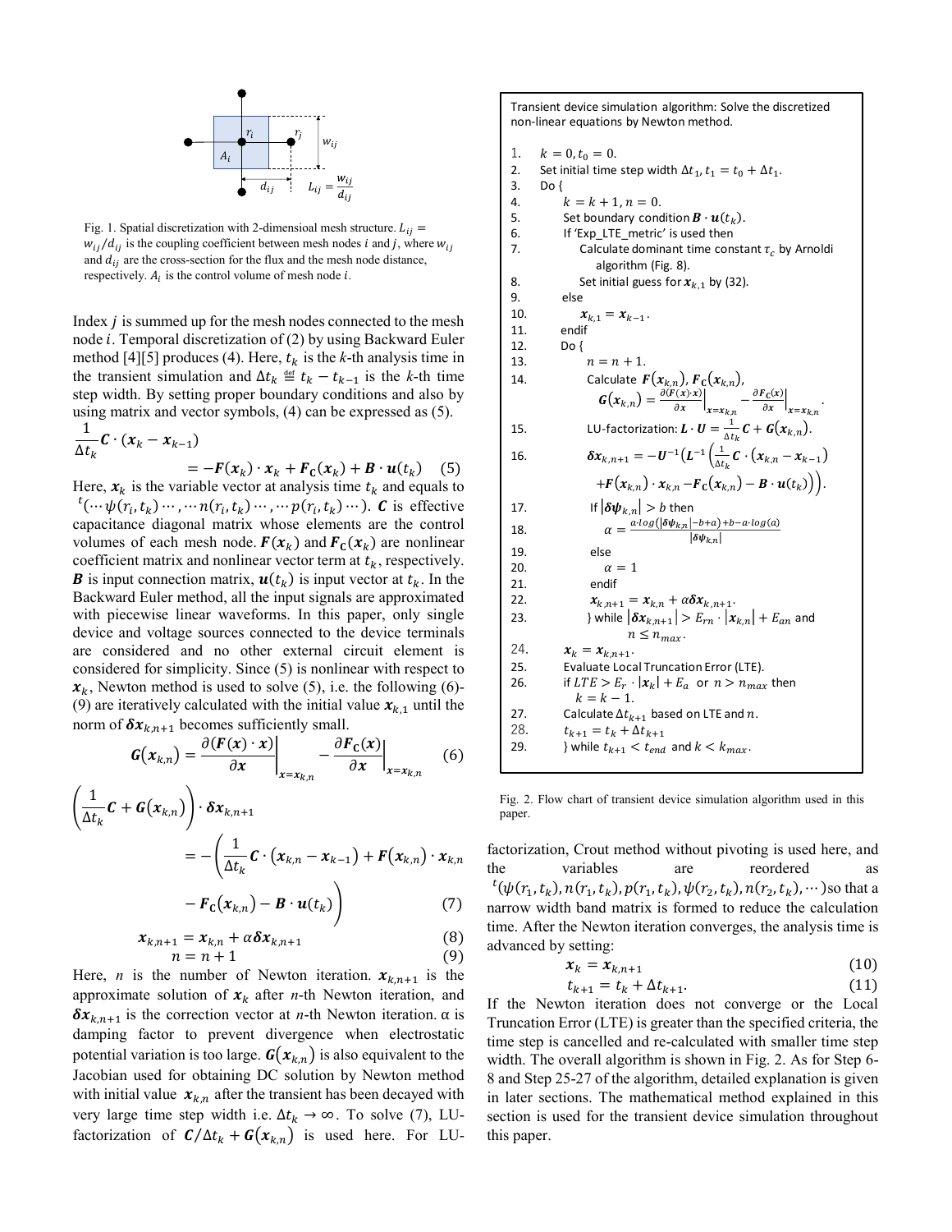Fig. 1. Spatial discretization with 2-dimensioal mesh structure. $L_{ij} = w_{ij}/d_{ij}$ is the coupling coefficient between mesh nodes $i$ and $j$, where $w_{ij}$ and $d_{ij}$ are the cross-section for the flux and the mesh node distance, respectively. $A_i$ is the control volume of mesh node $i$.

Index $j$ is summed up for the mesh nodes connected to the mesh node $i$. Temporal discretization of (2) by using Backward Euler method [4][5] produces (4). Here, $t_k$ is the $k$-th analysis time in the transient simulation and $\Delta t_k \stackrel{\text{def}}{=} t_k - t_{k-1}$ is the $k$-th time step width. By setting proper boundary conditions and also by using matrix and vector symbols, (4) can be expressed as (5).

$$\frac{1}{\Delta t_k}\boldsymbol{C}\cdot(\boldsymbol{x}_k - \boldsymbol{x}_{k-1}) = -\boldsymbol{F}(\boldsymbol{x}_k)\cdot\boldsymbol{x}_k + \boldsymbol{F}_{\mathbf{C}}(\boldsymbol{x}_k) + \boldsymbol{B}\cdot\boldsymbol{u}(t_k) \quad (5)$$

Here, $\boldsymbol{x}_k$ is the variable vector at analysis time $t_k$ and equals to ${}^t(\cdots\psi(r_i,t_k)\cdots,\cdots n(r_i,t_k)\cdots,\cdots p(r_i,t_k)\cdots)$. $\boldsymbol{C}$ is effective capacitance diagonal matrix whose elements are the control volumes of each mesh node. $\boldsymbol{F}(\boldsymbol{x}_k)$ and $\boldsymbol{F}_{\mathbf{C}}(\boldsymbol{x}_k)$ are nonlinear coefficient matrix and nonlinear vector term at $t_k$, respectively. $\boldsymbol{B}$ is input connection matrix, $\boldsymbol{u}(t_k)$ is input vector at $t_k$. In the Backward Euler method, all the input signals are approximated with piecewise linear waveforms. In this paper, only single device and voltage sources connected to the device terminals are considered and no other external circuit element is considered for simplicity. Since (5) is nonlinear with respect to $\boldsymbol{x}_k$, Newton method is used to solve (5), i.e. the following (6)-(9) are iteratively calculated with the initial value $\boldsymbol{x}_{k,1}$ until the norm of $\boldsymbol{\delta x}_{k,n+1}$ becomes sufficiently small.

$$\boldsymbol{G}(\boldsymbol{x}_{k,n}) = \left.\frac{\partial(\boldsymbol{F}(\boldsymbol{x})\cdot\boldsymbol{x})}{\partial\boldsymbol{x}}\right|_{\boldsymbol{x}=\boldsymbol{x}_{k,n}} - \left.\frac{\partial\boldsymbol{F}_{\mathbf{C}}(\boldsymbol{x})}{\partial\boldsymbol{x}}\right|_{\boldsymbol{x}=\boldsymbol{x}_{k,n}} \quad (6)$$

$$\left(\frac{1}{\Delta t_k}\boldsymbol{C} + \boldsymbol{G}(\boldsymbol{x}_{k,n})\right)\cdot\boldsymbol{\delta x}_{k,n+1} = -\left(\frac{1}{\Delta t_k}\boldsymbol{C}\cdot(\boldsymbol{x}_{k,n} - \boldsymbol{x}_{k-1}) + \boldsymbol{F}(\boldsymbol{x}_{k,n})\cdot\boldsymbol{x}_{k,n} - \boldsymbol{F}_{\mathbf{C}}(\boldsymbol{x}_{k,n}) - \boldsymbol{B}\cdot\boldsymbol{u}(t_k)\right) \quad (7)$$

$$\boldsymbol{x}_{k,n+1} = \boldsymbol{x}_{k,n} + \alpha\boldsymbol{\delta x}_{k,n+1} \quad (8)$$

$$n = n + 1 \quad (9)$$

Here, $n$ is the number of Newton iteration. $\boldsymbol{x}_{k,n+1}$ is the approximate solution of $\boldsymbol{x}_k$ after $n$-th Newton iteration, and $\boldsymbol{\delta x}_{k,n+1}$ is the correction vector at $n$-th Newton iteration. α is damping factor to prevent divergence when electrostatic potential variation is too large. $\boldsymbol{G}(\boldsymbol{x}_{k,n})$ is also equivalent to the Jacobian used for obtaining DC solution by Newton method with initial value $\boldsymbol{x}_{k,n}$ after the transient has been decayed with very large time step width i.e. $\Delta t_k \to \infty$. To solve (7), LU-factorization of $\boldsymbol{C}/\Delta t_k + \boldsymbol{G}(\boldsymbol{x}_{k,n})$ is used here. For LU-factorization, Crout method without pivoting is used here, and the variables are reordered as ${}^t(\psi(r_1,t_k), n(r_1,t_k), p(r_1,t_k), \psi(r_2,t_k), n(r_2,t_k), \cdots)$ so that a narrow width band matrix is formed to reduce the calculation time. After the Newton iteration converges, the analysis time is advanced by setting:

$$\boldsymbol{x}_k = \boldsymbol{x}_{k,n+1} \quad (10)$$

$$t_{k+1} = t_k + \Delta t_{k+1}. \quad (11)$$

If the Newton iteration does not converge or the Local Truncation Error (LTE) is greater than the specified criteria, the time step is cancelled and re-calculated with smaller time step width. The overall algorithm is shown in Fig. 2. As for Step 6-8 and Step 25-27 of the algorithm, detailed explanation is given in later sections. The mathematical method explained in this section is used for the transient device simulation throughout this paper.

Transient device simulation algorithm: Solve the discretized non-linear equations by Newton method.

1. $k = 0, t_0 = 0$.
2. Set initial time step width $\Delta t_1$, $t_1 = t_0 + \Delta t_1$.
3. Do {
4. $k = k + 1, n = 0$.
5. Set boundary condition $\boldsymbol{B}\cdot\boldsymbol{u}(t_k)$.
6. If 'Exp_LTE_metric' is used then
7. Calculate dominant time constant $\tau_c$ by Arnoldi algorithm (Fig. 8).
8. Set initial guess for $\boldsymbol{x}_{k,1}$ by (32).
9. else
10. $\boldsymbol{x}_{k,1} = \boldsymbol{x}_{k-1}$.
11. endif
12. Do {
13. $n = n + 1$.
14. Calculate $\boldsymbol{F}(\boldsymbol{x}_{k,n})$, $\boldsymbol{F}_{\mathbf{C}}(\boldsymbol{x}_{k,n})$, $\boldsymbol{G}(\boldsymbol{x}_{k,n}) = \left.\frac{\partial(\boldsymbol{F}(\boldsymbol{x})\cdot\boldsymbol{x})}{\partial\boldsymbol{x}}\right|_{\boldsymbol{x}=\boldsymbol{x}_{k,n}} - \left.\frac{\partial\boldsymbol{F}_{\mathbf{C}}(\boldsymbol{x})}{\partial\boldsymbol{x}}\right|_{\boldsymbol{x}=\boldsymbol{x}_{k,n}}$.
15. LU-factorization: $\boldsymbol{L}\cdot\boldsymbol{U} = \frac{1}{\Delta t_k}\boldsymbol{C} + \boldsymbol{G}(\boldsymbol{x}_{k,n})$.
16. $\boldsymbol{\delta x}_{k,n+1} = -\boldsymbol{U}^{-1}\left(\boldsymbol{L}^{-1}\left(\frac{1}{\Delta t_k}\boldsymbol{C}\cdot(\boldsymbol{x}_{k,n} - \boldsymbol{x}_{k-1}) + \boldsymbol{F}(\boldsymbol{x}_{k,n})\cdot\boldsymbol{x}_{k,n} - \boldsymbol{F}_{\mathbf{C}}(\boldsymbol{x}_{k,n}) - \boldsymbol{B}\cdot\boldsymbol{u}(t_k)\right)\right)$.
17. If $|\boldsymbol{\delta\psi}_{k,n}| > b$ then
18. $\alpha = \frac{a\cdot\log(|\boldsymbol{\delta\psi}_{k,n}| - b + a) + b - a\cdot\log(a)}{|\boldsymbol{\delta\psi}_{k,n}|}$
19. else
20. $\alpha = 1$
21. endif
22. $\boldsymbol{x}_{k,n+1} = \boldsymbol{x}_{k,n} + \alpha\boldsymbol{\delta x}_{k,n+1}$.
23. } while $|\boldsymbol{\delta x}_{k,n+1}| > E_{rn}\cdot|\boldsymbol{x}_{k,n}| + E_{an}$ and $n \le n_{max}$.
24. $\boldsymbol{x}_k = \boldsymbol{x}_{k,n+1}$.
25. Evaluate Local Truncation Error (LTE).
26. if $LTE > E_r\cdot|\boldsymbol{x}_k| + E_a$ or $n > n_{max}$ then $k = k - 1$.
27. Calculate $\Delta t_{k+1}$ based on LTE and $n$.
28. $t_{k+1} = t_k + \Delta t_{k+1}$
29. } while $t_{k+1} < t_{end}$ and $k < k_{max}$.

Fig. 2. Flow chart of transient device simulation algorithm used in this paper.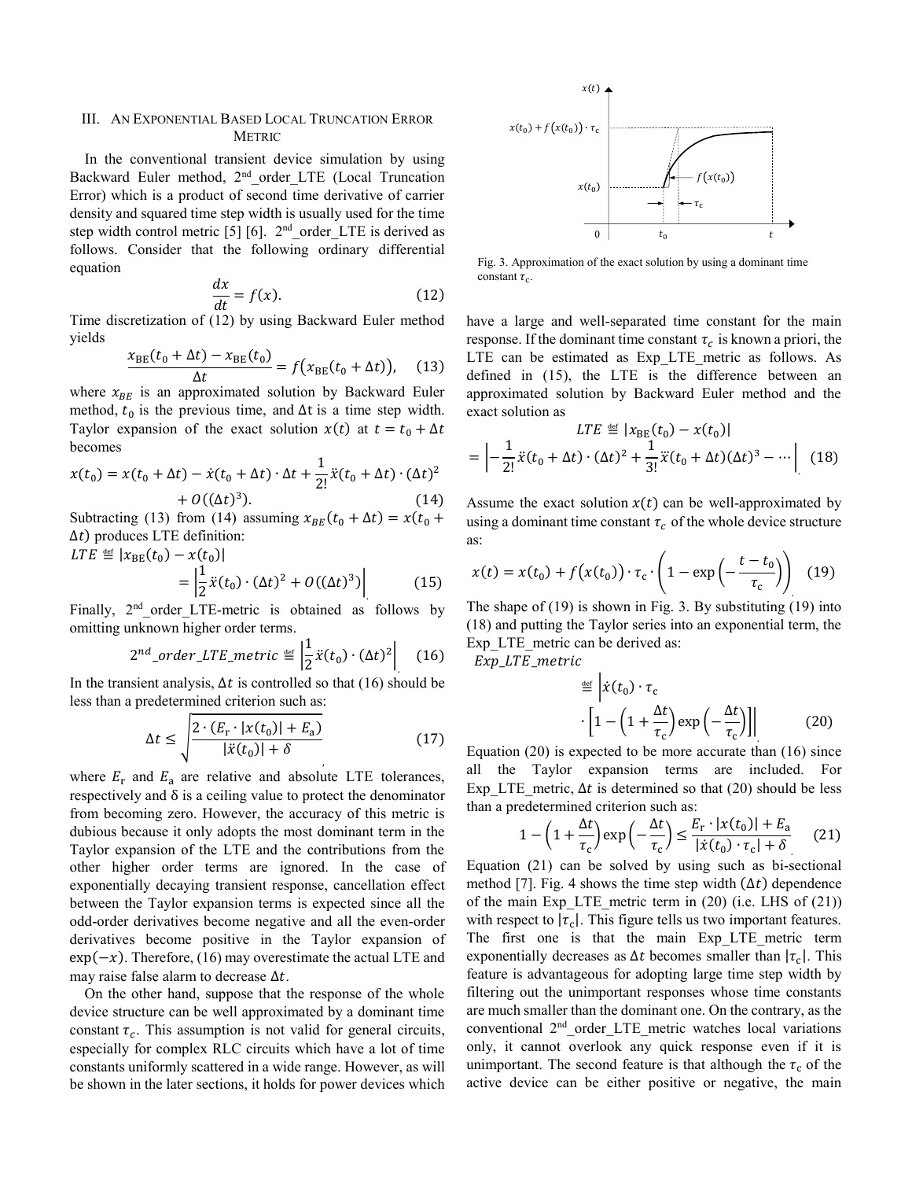## III. An Exponential Based Local Truncation Error Metric

In the conventional transient device simulation by using Backward Euler method, 2nd_order_LTE (Local Truncation Error) which is a product of second time derivative of carrier density and squared time step width is usually used for the time step width control metric [5] [6]. 2nd_order_LTE is derived as follows. Consider that the following ordinary differential equation

$$\frac{dx}{dt} = f(x). \tag{12}$$

Time discretization of (12) by using Backward Euler method yields

$$\frac{x_{\mathrm{BE}}(t_0 + \Delta t) - x_{\mathrm{BE}}(t_0)}{\Delta t} = f\big(x_{\mathrm{BE}}(t_0 + \Delta t)\big), \tag{13}$$

where $x_{BE}$ is an approximated solution by Backward Euler method, $t_0$ is the previous time, and $\Delta$t is a time step width. Taylor expansion of the exact solution $x(t)$ at $t = t_0 + \Delta t$ becomes

$$x(t_0) = x(t_0 + \Delta t) - \dot{x}(t_0 + \Delta t) \cdot \Delta t + \frac{1}{2!}\ddot{x}(t_0 + \Delta t) \cdot (\Delta t)^2 + O((\Delta t)^3). \tag{14}$$

Subtracting (13) from (14) assuming $x_{BE}(t_0 + \Delta t) = x(t_0 + \Delta t)$ produces LTE definition:

$$LTE \overset{\mathrm{def}}{\equiv} |x_{\mathrm{BE}}(t_0) - x(t_0)| = \left|\frac{1}{2}\ddot{x}(t_0) \cdot (\Delta t)^2 + O((\Delta t)^3)\right| \tag{15}$$

Finally, 2nd_order_LTE-metric is obtained as follows by omitting unknown higher order terms.

$$2^{nd}\_order\_LTE\_metric \overset{\mathrm{def}}{\equiv} \left|\frac{1}{2}\ddot{x}(t_0) \cdot (\Delta t)^2\right| \tag{16}$$

In the transient analysis, $\Delta t$ is controlled so that (16) should be less than a predetermined criterion such as:

$$\Delta t \le \sqrt{\frac{2 \cdot (E_{\mathrm{r}} \cdot |x(t_0)| + E_{\mathrm{a}})}{|\ddot{x}(t_0)| + \delta}}, \tag{17}$$

where $E_{\mathrm{r}}$ and $E_{\mathrm{a}}$ are relative and absolute LTE tolerances, respectively and δ is a ceiling value to protect the denominator from becoming zero. However, the accuracy of this metric is dubious because it only adopts the most dominant term in the Taylor expansion of the LTE and the contributions from the other higher order terms are ignored. In the case of exponentially decaying transient response, cancellation effect between the Taylor expansion terms is expected since all the odd-order derivatives become negative and all the even-order derivatives become positive in the Taylor expansion of $\exp(-x)$. Therefore, (16) may overestimate the actual LTE and may raise false alarm to decrease $\Delta t$.

On the other hand, suppose that the response of the whole device structure can be well approximated by a dominant time constant $\tau_c$. This assumption is not valid for general circuits, especially for complex RLC circuits which have a lot of time constants uniformly scattered in a wide range. However, as will be shown in the later sections, it holds for power devices which have a large and well-separated time constant for the main response. If the dominant time constant $\tau_c$ is known a priori, the LTE can be estimated as Exp_LTE_metric as follows. As defined in (15), the LTE is the difference between an approximated solution by Backward Euler method and the exact solution as

$$LTE \overset{\mathrm{def}}{\equiv} |x_{\mathrm{BE}}(t_0) - x(t_0)| = \left|-\frac{1}{2!}\ddot{x}(t_0 + \Delta t) \cdot (\Delta t)^2 + \frac{1}{3!}\dddot{x}(t_0 + \Delta t)(\Delta t)^3 - \cdots\right| \tag{18}$$

Fig. 3. Approximation of the exact solution by using a dominant time constant $\tau_{\mathrm{c}}$.

Assume the exact solution $x(t)$ can be well-approximated by using a dominant time constant $\tau_c$ of the whole device structure as:

$$x(t) = x(t_0) + f\big(x(t_0)\big) \cdot \tau_{\mathrm{c}} \cdot \left(1 - \exp\left(-\frac{t - t_0}{\tau_{\mathrm{c}}}\right)\right) \tag{19}$$

The shape of (19) is shown in Fig. 3. By substituting (19) into (18) and putting the Taylor series into an exponential term, the Exp_LTE_metric can be derived as:

$$Exp\_LTE\_metric \overset{\mathrm{def}}{\equiv} \left|\dot{x}(t_0) \cdot \tau_{\mathrm{c}} \cdot \left[1 - \left(1 + \frac{\Delta t}{\tau_{\mathrm{c}}}\right)\exp\left(-\frac{\Delta t}{\tau_{\mathrm{c}}}\right)\right]\right| \tag{20}$$

Equation (20) is expected to be more accurate than (16) since all the Taylor expansion terms are included. For Exp_LTE_metric, $\Delta t$ is determined so that (20) should be less than a predetermined criterion such as:

$$1 - \left(1 + \frac{\Delta t}{\tau_{\mathrm{c}}}\right)\exp\left(-\frac{\Delta t}{\tau_{\mathrm{c}}}\right) \le \frac{E_{\mathrm{r}} \cdot |x(t_0)| + E_{\mathrm{a}}}{|\dot{x}(t_0) \cdot \tau_{\mathrm{c}}| + \delta} \tag{21}$$

Equation (21) can be solved by using such as bi-sectional method [7]. Fig. 4 shows the time step width $(\Delta t)$ dependence of the main Exp_LTE_metric term in (20) (i.e. LHS of (21)) with respect to $|\tau_{\mathrm{c}}|$. This figure tells us two important features. The first one is that the main Exp_LTE_metric term exponentially decreases as $\Delta t$ becomes smaller than $|\tau_{\mathrm{c}}|$. This feature is advantageous for adopting large time step width by filtering out the unimportant responses whose time constants are much smaller than the dominant one. On the contrary, as the conventional 2nd_order_LTE_metric watches local variations only, it cannot overlook any quick response even if it is unimportant. The second feature is that although the $\tau_{\mathrm{c}}$ of the active device can be either positive or negative, the main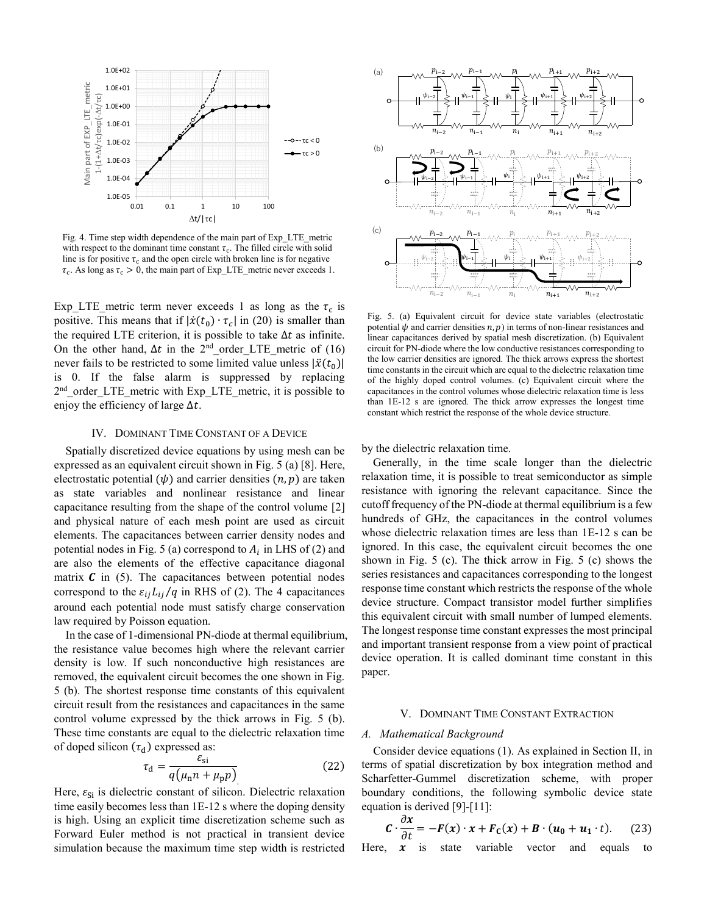Fig. 4. Time step width dependence of the main part of Exp_LTE_metric with respect to the dominant time constant $\tau_c$. The filled circle with solid line is for positive $\tau_c$ and the open circle with broken line is for negative $\tau_c$. As long as $\tau_c > 0$, the main part of Exp_LTE_metric never exceeds 1.

Exp_LTE_metric term never exceeds 1 as long as the $\tau_c$ is positive. This means that if $|\dot{x}(t_0) \cdot \tau_c|$ in (20) is smaller than the required LTE criterion, it is possible to take $\Delta t$ as infinite. On the other hand, $\Delta t$ in the 2nd_order_LTE_metric of (16) never fails to be restricted to some limited value unless $|\ddot{x}(t_0)|$ is 0. If the false alarm is suppressed by replacing 2nd_order_LTE_metric with Exp_LTE_metric, it is possible to enjoy the efficiency of large $\Delta t$.

## IV. Dominant Time Constant of a Device

Spatially discretized device equations by using mesh can be expressed as an equivalent circuit shown in Fig. 5 (a) [8]. Here, electrostatic potential ($\psi$) and carrier densities ($n, p$) are taken as state variables and nonlinear resistance and linear capacitance resulting from the shape of the control volume [2] and physical nature of each mesh point are used as circuit elements. The capacitances between carrier density nodes and potential nodes in Fig. 5 (a) correspond to $A_i$ in LHS of (2) and are also the elements of the effective capacitance diagonal matrix $\boldsymbol{C}$ in (5). The capacitances between potential nodes correspond to the $\varepsilon_{ij} L_{ij}/q$ in RHS of (2). The 4 capacitances around each potential node must satisfy charge conservation law required by Poisson equation.

In the case of 1-dimensional PN-diode at thermal equilibrium, the resistance value becomes high where the relevant carrier density is low. If such nonconductive high resistances are removed, the equivalent circuit becomes the one shown in Fig. 5 (b). The shortest response time constants of this equivalent circuit result from the resistances and capacitances in the same control volume expressed by the thick arrows in Fig. 5 (b). These time constants are equal to the dielectric relaxation time of doped silicon ($\tau_d$) expressed as:

$$\tau_d = \frac{\varepsilon_{si}}{q(\mu_n n + \mu_p p)} \quad (22)$$

Here, $\varepsilon_{Si}$ is dielectric constant of silicon. Dielectric relaxation time easily becomes less than 1E-12 s where the doping density is high. Using an explicit time discretization scheme such as Forward Euler method is not practical in transient device simulation because the maximum time step width is restricted by the dielectric relaxation time.

Fig. 5. (a) Equivalent circuit for device state variables (electrostatic potential $\psi$ and carrier densities $n, p$) in terms of non-linear resistances and linear capacitances derived by spatial mesh discretization. (b) Equivalent circuit for PN-diode where the low conductive resistances corresponding to the low carrier densities are ignored. The thick arrows express the shortest time constants in the circuit which are equal to the dielectric relaxation time of the highly doped control volumes. (c) Equivalent circuit where the capacitances in the control volumes whose dielectric relaxation time is less than 1E-12 s are ignored. The thick arrow expresses the longest time constant which restrict the response of the whole device structure.

Generally, in the time scale longer than the dielectric relaxation time, it is possible to treat semiconductor as simple resistance with ignoring the relevant capacitance. Since the cutoff frequency of the PN-diode at thermal equilibrium is a few hundreds of GHz, the capacitances in the control volumes whose dielectric relaxation times are less than 1E-12 s can be ignored. In this case, the equivalent circuit becomes the one shown in Fig. 5 (c). The thick arrow in Fig. 5 (c) shows the series resistances and capacitances corresponding to the longest response time constant which restricts the response of the whole device structure. Compact transistor model further simplifies this equivalent circuit with small number of lumped elements. The longest response time constant expresses the most principal and important transient response from a view point of practical device operation. It is called dominant time constant in this paper.

## V. Dominant Time Constant Extraction

### A. Mathematical Background

Consider device equations (1). As explained in Section II, in terms of spatial discretization by box integration method and Scharfetter-Gummel discretization scheme, with proper boundary conditions, the following symbolic device state equation is derived [9]-[11]:

$$\boldsymbol{C} \cdot \frac{\partial \boldsymbol{x}}{\partial t} = -\boldsymbol{F}(\boldsymbol{x}) \cdot \boldsymbol{x} + \boldsymbol{F_C}(\boldsymbol{x}) + \boldsymbol{B} \cdot (\boldsymbol{u_0} + \boldsymbol{u_1} \cdot t). \quad (23)$$

Here, $\boldsymbol{x}$ is state variable vector and equals to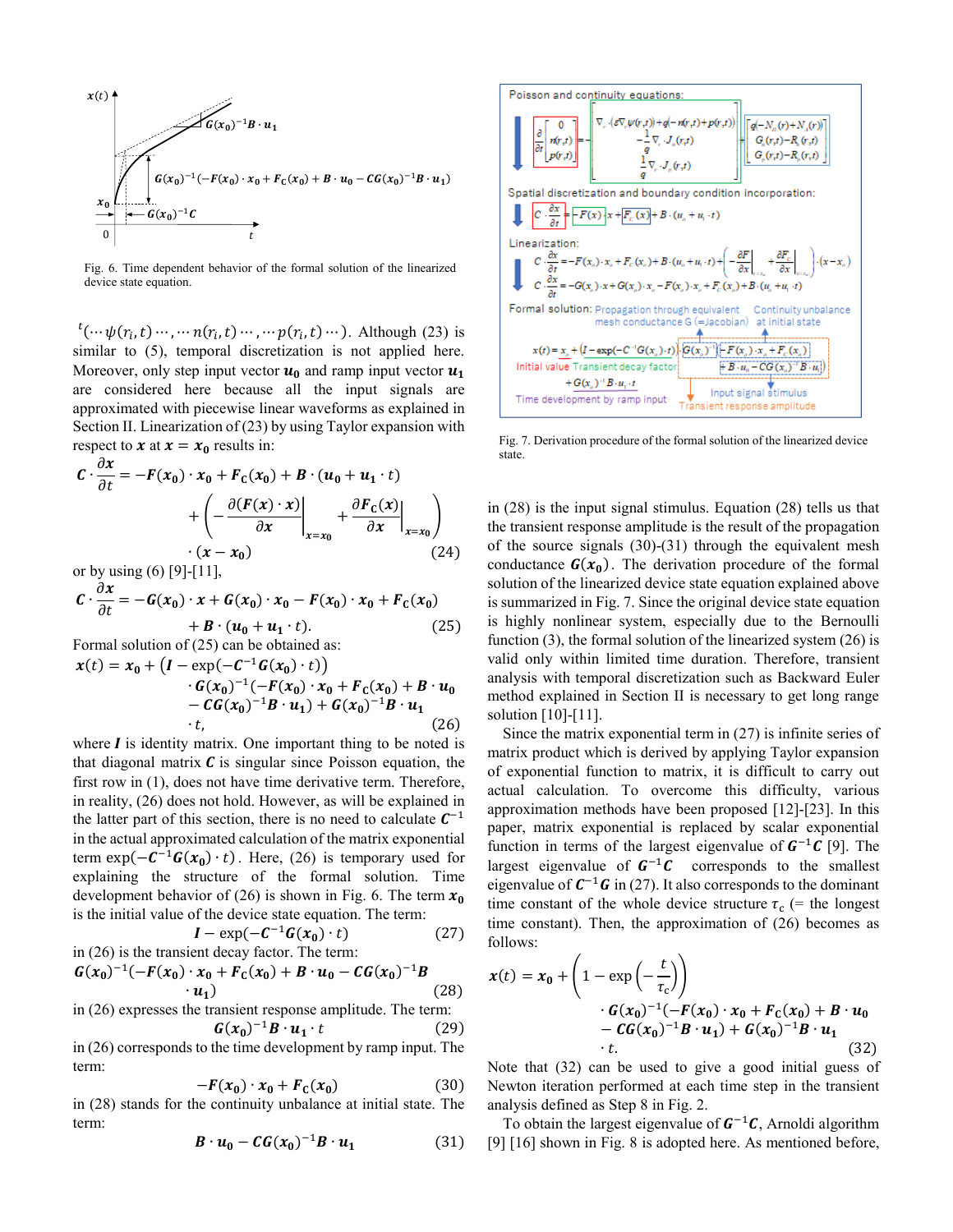Fig. 6. Time dependent behavior of the formal solution of the linearized device state equation.

$^t(\cdots\psi(r_i,t)\cdots,\cdots n(r_i,t)\cdots,\cdots p(r_i,t)\cdots)$. Although (23) is similar to (5), temporal discretization is not applied here. Moreover, only step input vector $\boldsymbol{u_0}$ and ramp input vector $\boldsymbol{u_1}$ are considered here because all the input signals are approximated with piecewise linear waveforms as explained in Section II. Linearization of (23) by using Taylor expansion with respect to $\boldsymbol{x}$ at $\boldsymbol{x} = \boldsymbol{x_0}$ results in:

$$\boldsymbol{C}\cdot\frac{\partial \boldsymbol{x}}{\partial t} = -\boldsymbol{F}(\boldsymbol{x_0})\cdot\boldsymbol{x_0} + \boldsymbol{F_C}(\boldsymbol{x_0}) + \boldsymbol{B}\cdot(\boldsymbol{u_0}+\boldsymbol{u_1}\cdot t) + \left(-\left.\frac{\partial(\boldsymbol{F}(\boldsymbol{x})\cdot\boldsymbol{x})}{\partial \boldsymbol{x}}\right|_{\boldsymbol{x}=\boldsymbol{x_0}} + \left.\frac{\partial \boldsymbol{F_C}(\boldsymbol{x})}{\partial \boldsymbol{x}}\right|_{\boldsymbol{x}=\boldsymbol{x_0}}\right)\cdot(\boldsymbol{x}-\boldsymbol{x_0}) \quad (24)$$

or by using (6) [9]-[11],

$$\boldsymbol{C}\cdot\frac{\partial \boldsymbol{x}}{\partial t} = -\boldsymbol{G}(\boldsymbol{x_0})\cdot\boldsymbol{x} + \boldsymbol{G}(\boldsymbol{x_0})\cdot\boldsymbol{x_0} - \boldsymbol{F}(\boldsymbol{x_0})\cdot\boldsymbol{x_0} + \boldsymbol{F_C}(\boldsymbol{x_0}) + \boldsymbol{B}\cdot(\boldsymbol{u_0}+\boldsymbol{u_1}\cdot t). \quad (25)$$

Formal solution of (25) can be obtained as:

$$\boldsymbol{x}(t) = \boldsymbol{x_0} + \left(\boldsymbol{I} - \exp(-\boldsymbol{C}^{-1}\boldsymbol{G}(\boldsymbol{x_0})\cdot t)\right)\cdot\boldsymbol{G}(\boldsymbol{x_0})^{-1}(-\boldsymbol{F}(\boldsymbol{x_0})\cdot\boldsymbol{x_0} + \boldsymbol{F_C}(\boldsymbol{x_0}) + \boldsymbol{B}\cdot\boldsymbol{u_0} - \boldsymbol{C}\boldsymbol{G}(\boldsymbol{x_0})^{-1}\boldsymbol{B}\cdot\boldsymbol{u_1}) + \boldsymbol{G}(\boldsymbol{x_0})^{-1}\boldsymbol{B}\cdot\boldsymbol{u_1}\cdot t, \quad (26)$$

where $\boldsymbol{I}$ is identity matrix. One important thing to be noted is that diagonal matrix $\boldsymbol{C}$ is singular since Poisson equation, the first row in (1), does not have time derivative term. Therefore, in reality, (26) does not hold. However, as will be explained in the latter part of this section, there is no need to calculate $\boldsymbol{C}^{-1}$ in the actual approximated calculation of the matrix exponential term $\exp(-\boldsymbol{C}^{-1}\boldsymbol{G}(\boldsymbol{x_0})\cdot t)$. Here, (26) is temporary used for explaining the structure of the formal solution. Time development behavior of (26) is shown in Fig. 6. The term $\boldsymbol{x_0}$ is the initial value of the device state equation. The term:

$$\boldsymbol{I} - \exp(-\boldsymbol{C}^{-1}\boldsymbol{G}(\boldsymbol{x_0})\cdot t) \quad (27)$$

in (26) is the transient decay factor. The term:

$$\boldsymbol{G}(\boldsymbol{x_0})^{-1}(-\boldsymbol{F}(\boldsymbol{x_0})\cdot\boldsymbol{x_0} + \boldsymbol{F_C}(\boldsymbol{x_0}) + \boldsymbol{B}\cdot\boldsymbol{u_0} - \boldsymbol{C}\boldsymbol{G}(\boldsymbol{x_0})^{-1}\boldsymbol{B}\cdot\boldsymbol{u_1}) \quad (28)$$

in (26) expresses the transient response amplitude. The term:

$$\boldsymbol{G}(\boldsymbol{x_0})^{-1}\boldsymbol{B}\cdot\boldsymbol{u_1}\cdot t \quad (29)$$

in (26) corresponds to the time development by ramp input. The term:

$$-\boldsymbol{F}(\boldsymbol{x_0})\cdot\boldsymbol{x_0} + \boldsymbol{F_C}(\boldsymbol{x_0}) \quad (30)$$

in (28) stands for the continuity unbalance at initial state. The term:

$$\boldsymbol{B}\cdot\boldsymbol{u_0} - \boldsymbol{C}\boldsymbol{G}(\boldsymbol{x_0})^{-1}\boldsymbol{B}\cdot\boldsymbol{u_1} \quad (31)$$

Fig. 7. Derivation procedure of the formal solution of the linearized device state.

in (28) is the input signal stimulus. Equation (28) tells us that the transient response amplitude is the result of the propagation of the source signals (30)-(31) through the equivalent mesh conductance $\boldsymbol{G}(\boldsymbol{x_0})$. The derivation procedure of the formal solution of the linearized device state equation explained above is summarized in Fig. 7. Since the original device state equation is highly nonlinear system, especially due to the Bernoulli function (3), the formal solution of the linearized system (26) is valid only within limited time duration. Therefore, transient analysis with temporal discretization such as Backward Euler method explained in Section II is necessary to get long range solution [10]-[11].

Since the matrix exponential term in (27) is infinite series of matrix product which is derived by applying Taylor expansion of exponential function to matrix, it is difficult to carry out actual calculation. To overcome this difficulty, various approximation methods have been proposed [12]-[23]. In this paper, matrix exponential is replaced by scalar exponential function in terms of the largest eigenvalue of $\boldsymbol{G}^{-1}\boldsymbol{C}$ [9]. The largest eigenvalue of $\boldsymbol{G}^{-1}\boldsymbol{C}$ corresponds to the smallest eigenvalue of $\boldsymbol{C}^{-1}\boldsymbol{G}$ in (27). It also corresponds to the dominant time constant of the whole device structure $\tau_c$ (= the longest time constant). Then, the approximation of (26) becomes as follows:

$$\boldsymbol{x}(t) = \boldsymbol{x_0} + \left(1 - \exp\left(-\frac{t}{\tau_c}\right)\right)\cdot\boldsymbol{G}(\boldsymbol{x_0})^{-1}(-\boldsymbol{F}(\boldsymbol{x_0})\cdot\boldsymbol{x_0} + \boldsymbol{F_C}(\boldsymbol{x_0}) + \boldsymbol{B}\cdot\boldsymbol{u_0} - \boldsymbol{C}\boldsymbol{G}(\boldsymbol{x_0})^{-1}\boldsymbol{B}\cdot\boldsymbol{u_1}) + \boldsymbol{G}(\boldsymbol{x_0})^{-1}\boldsymbol{B}\cdot\boldsymbol{u_1}\cdot t. \quad (32)$$

Note that (32) can be used to give a good initial guess of Newton iteration performed at each time step in the transient analysis defined as Step 8 in Fig. 2.

To obtain the largest eigenvalue of $\boldsymbol{G}^{-1}\boldsymbol{C}$, Arnoldi algorithm [9] [16] shown in Fig. 8 is adopted here. As mentioned before,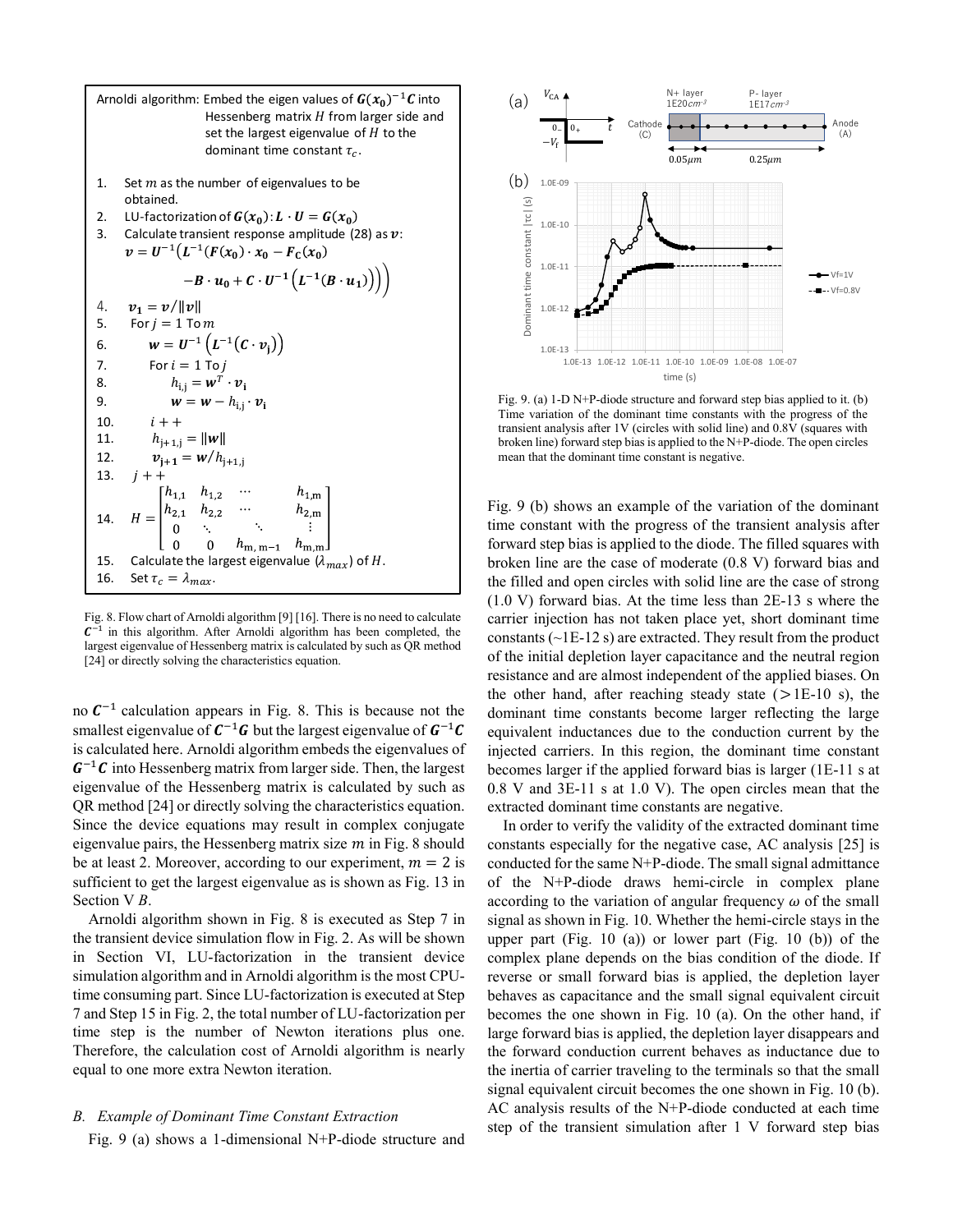Arnoldi algorithm: Embed the eigen values of $\boldsymbol{G}(\boldsymbol{x_0})^{-1}\boldsymbol{C}$ into Hessenberg matrix $H$ from larger side and set the largest eigenvalue of $H$ to the dominant time constant $\tau_c$.

1. Set $m$ as the number of eigenvalues to be obtained.
2. LU-factorization of $\boldsymbol{G}(\boldsymbol{x_0})$: $\boldsymbol{L}\cdot\boldsymbol{U}=\boldsymbol{G}(\boldsymbol{x_0})$
3. Calculate transient response amplitude (28) as $\boldsymbol{v}$:
$$\boldsymbol{v}=\boldsymbol{U}^{-1}\Big(\boldsymbol{L}^{-1}\big(\boldsymbol{F}(\boldsymbol{x_0})\cdot\boldsymbol{x_0}-\boldsymbol{F_C}(\boldsymbol{x_0})-\boldsymbol{B}\cdot\boldsymbol{u_0}+\boldsymbol{C}\cdot\boldsymbol{U^{-1}}\left(\boldsymbol{L^{-1}}(\boldsymbol{B}\cdot\boldsymbol{u_1})\right)\big)\Big)$$
4. $\boldsymbol{v_1}=\boldsymbol{v}/\|\boldsymbol{v}\|$
5. For $j=1$ To $m$
6. $\boldsymbol{w}=\boldsymbol{U}^{-1}\left(\boldsymbol{L}^{-1}(\boldsymbol{C}\cdot\boldsymbol{v_j})\right)$
7. For $i=1$ To $j$
8. $h_{i,j}=\boldsymbol{w}^T\cdot\boldsymbol{v_i}$
9. $\boldsymbol{w}=\boldsymbol{w}-h_{i,j}\cdot\boldsymbol{v_i}$
10. $i++$
11. $h_{j+1,j}=\|\boldsymbol{w}\|$
12. $\boldsymbol{v_{j+1}}=\boldsymbol{w}/h_{j+1,j}$
13. $j++$
14. $H=\begin{bmatrix} h_{1,1} & h_{1,2} & \cdots & h_{1,m}\\ h_{2,1} & h_{2,2} & \cdots & h_{2,m}\\ 0 & \ddots & \ddots & \vdots\\ 0 & 0 & h_{m,m-1} & h_{m,m}\end{bmatrix}$
15. Calculate the largest eigenvalue ($\lambda_{max}$) of $H$.
16. Set $\tau_c=\lambda_{max}$.

Fig. 8. Flow chart of Arnoldi algorithm [9] [16]. There is no need to calculate $\boldsymbol{C}^{-1}$ in this algorithm. After Arnoldi algorithm has been completed, the largest eigenvalue of Hessenberg matrix is calculated by such as QR method [24] or directly solving the characteristics equation.

no $\boldsymbol{C}^{-1}$ calculation appears in Fig. 8. This is because not the smallest eigenvalue of $\boldsymbol{C}^{-1}\boldsymbol{G}$ but the largest eigenvalue of $\boldsymbol{G}^{-1}\boldsymbol{C}$ is calculated here. Arnoldi algorithm embeds the eigenvalues of $\boldsymbol{G}^{-1}\boldsymbol{C}$ into Hessenberg matrix from larger side. Then, the largest eigenvalue of the Hessenberg matrix is calculated by such as QR method [24] or directly solving the characteristics equation. Since the device equations may result in complex conjugate eigenvalue pairs, the Hessenberg matrix size $m$ in Fig. 8 should be at least 2. Moreover, according to our experiment, $m=2$ is sufficient to get the largest eigenvalue as is shown as Fig. 13 in Section V *B*.

Arnoldi algorithm shown in Fig. 8 is executed as Step 7 in the transient device simulation flow in Fig. 2. As will be shown in Section VI, LU-factorization in the transient device simulation algorithm and in Arnoldi algorithm is the most CPU-time consuming part. Since LU-factorization is executed at Step 7 and Step 15 in Fig. 2, the total number of LU-factorization per time step is the number of Newton iterations plus one. Therefore, the calculation cost of Arnoldi algorithm is nearly equal to one more extra Newton iteration.

### *B. Example of Dominant Time Constant Extraction*

Fig. 9 (a) shows a 1-dimensional N+P-diode structure and forward step bias applied to it.

Fig. 9. (a) 1-D N+P-diode structure and forward step bias applied to it. (b) Time variation of the dominant time constants with the progress of the transient analysis after 1V (circles with solid line) and 0.8V (squares with broken line) forward step bias is applied to the N+P-diode. The open circles mean that the dominant time constant is negative.

Fig. 9 (b) shows an example of the variation of the dominant time constant with the progress of the transient analysis after forward step bias is applied to the diode. The filled squares with broken line are the case of moderate (0.8 V) forward bias and the filled and open circles with solid line are the case of strong (1.0 V) forward bias. At the time less than 2E-13 s where the carrier injection has not taken place yet, short dominant time constants (~1E-12 s) are extracted. They result from the product of the initial depletion layer capacitance and the neutral region resistance and are almost independent of the applied biases. On the other hand, after reaching steady state (>1E-10 s), the dominant time constants become larger reflecting the large equivalent inductances due to the conduction current by the injected carriers. In this region, the dominant time constant becomes larger if the applied forward bias is larger (1E-11 s at 0.8 V and 3E-11 s at 1.0 V). The open circles mean that the extracted dominant time constants are negative.

In order to verify the validity of the extracted dominant time constants especially for the negative case, AC analysis [25] is conducted for the same N+P-diode. The small signal admittance of the N+P-diode draws hemi-circle in complex plane according to the variation of angular frequency $\omega$ of the small signal as shown in Fig. 10. Whether the hemi-circle stays in the upper part (Fig. 10 (a)) or lower part (Fig. 10 (b)) of the complex plane depends on the bias condition of the diode. If reverse or small forward bias is applied, the depletion layer behaves as capacitance and the small signal equivalent circuit becomes the one shown in Fig. 10 (a). On the other hand, if large forward bias is applied, the depletion layer disappears and the forward conduction current behaves as inductance due to the inertia of carrier traveling to the terminals so that the small signal equivalent circuit becomes the one shown in Fig. 10 (b). AC analysis results of the N+P-diode conducted at each time step of the transient simulation after 1 V forward step bias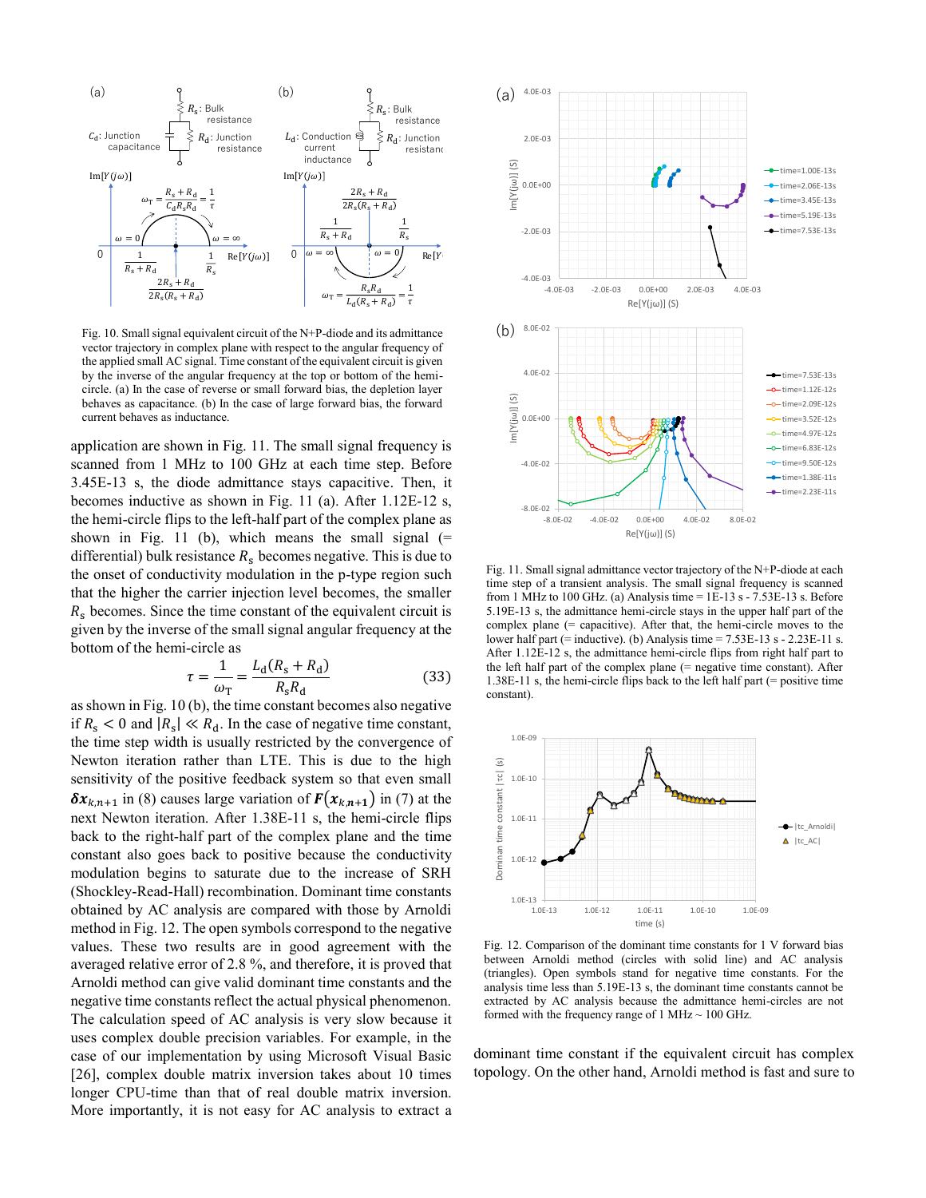Fig. 10. Small signal equivalent circuit of the N+P-diode and its admittance vector trajectory in complex plane with respect to the angular frequency of the applied small AC signal. Time constant of the equivalent circuit is given by the inverse of the angular frequency at the top or bottom of the hemi-circle. (a) In the case of reverse or small forward bias, the depletion layer behaves as capacitance. (b) In the case of large forward bias, the forward current behaves as inductance.

application are shown in Fig. 11. The small signal frequency is scanned from 1 MHz to 100 GHz at each time step. Before 3.45E-13 s, the diode admittance stays capacitive. Then, it becomes inductive as shown in Fig. 11 (a). After 1.12E-12 s, the hemi-circle flips to the left-half part of the complex plane as shown in Fig. 11 (b), which means the small signal (= differential) bulk resistance $R_s$ becomes negative. This is due to the onset of conductivity modulation in the p-type region such that the higher the carrier injection level becomes, the smaller $R_s$ becomes. Since the time constant of the equivalent circuit is given by the inverse of the small signal angular frequency at the bottom of the hemi-circle as

$$\tau = \frac{1}{\omega_T} = \frac{L_d(R_s + R_d)}{R_s R_d} \tag{33}$$

as shown in Fig. 10 (b), the time constant becomes also negative if $R_s < 0$ and $|R_s| \ll R_d$. In the case of negative time constant, the time step width is usually restricted by the convergence of Newton iteration rather than LTE. This is due to the high sensitivity of the positive feedback system so that even small $\boldsymbol{\delta x}_{k,n+1}$ in (8) causes large variation of $\boldsymbol{F}(\boldsymbol{x}_{k,n+1})$ in (7) at the next Newton iteration. After 1.38E-11 s, the hemi-circle flips back to the right-half part of the complex plane and the time constant also goes back to positive because the conductivity modulation begins to saturate due to the increase of SRH (Shockley-Read-Hall) recombination. Dominant time constants obtained by AC analysis are compared with those by Arnoldi method in Fig. 12. The open symbols correspond to the negative values. These two results are in good agreement with the averaged relative error of 2.8 %, and therefore, it is proved that Arnoldi method can give valid dominant time constants and the negative time constants reflect the actual physical phenomenon. The calculation speed of AC analysis is very slow because it uses complex double precision variables. For example, in the case of our implementation by using Microsoft Visual Basic [26], complex double matrix inversion takes about 10 times longer CPU-time than that of real double matrix inversion. More importantly, it is not easy for AC analysis to extract a dominant time constant if the equivalent circuit has complex topology. On the other hand, Arnoldi method is fast and sure to

Fig. 11. Small signal admittance vector trajectory of the N+P-diode at each time step of a transient analysis. The small signal frequency is scanned from 1 MHz to 100 GHz. (a) Analysis time = 1E-13 s - 7.53E-13 s. Before 5.19E-13 s, the admittance hemi-circle stays in the upper half part of the complex plane (= capacitive). After that, the hemi-circle moves to the lower half part (= inductive). (b) Analysis time = 7.53E-13 s - 2.23E-11 s. After 1.12E-12 s, the admittance hemi-circle flips from right half part to the left half part of the complex plane (= negative time constant). After 1.38E-11 s, the hemi-circle flips back to the left half part (= positive time constant).

Fig. 12. Comparison of the dominant time constants for 1 V forward bias between Arnoldi method (circles with solid line) and AC analysis (triangles). Open symbols stand for negative time constants. For the analysis time less than 5.19E-13 s, the dominant time constants cannot be extracted by AC analysis because the admittance hemi-circles are not formed with the frequency range of 1 MHz ~ 100 GHz.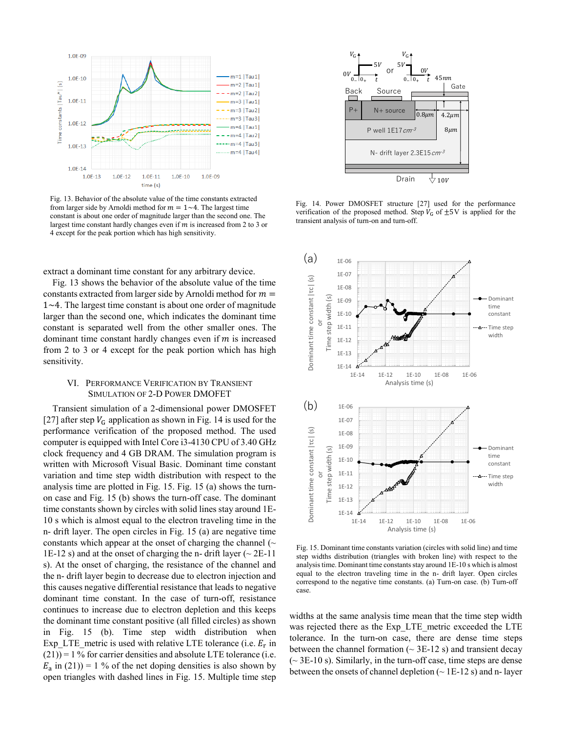Fig. 13. Behavior of the absolute value of the time constants extracted from larger side by Arnoldi method for $m = 1\sim4$. The largest time constant is about one order of magnitude larger than the second one. The largest time constant hardly changes even if $m$ is increased from 2 to 3 or 4 except for the peak portion which has high sensitivity.

extract a dominant time constant for any arbitrary device.

Fig. 13 shows the behavior of the absolute value of the time constants extracted from larger side by Arnoldi method for $m = 1\sim4$. The largest time constant is about one order of magnitude larger than the second one, which indicates the dominant time constant is separated well from the other smaller ones. The dominant time constant hardly changes even if $m$ is increased from 2 to 3 or 4 except for the peak portion which has high sensitivity.

## VI. Performance Verification by Transient Simulation of 2-D Power DMOFET

Transient simulation of a 2-dimensional power DMOSFET [27] after step $V_G$ application as shown in Fig. 14 is used for the performance verification of the proposed method. The used computer is equipped with Intel Core i3-4130 CPU of 3.40 GHz clock frequency and 4 GB DRAM. The simulation program is written with Microsoft Visual Basic. Dominant time constant variation and time step width distribution with respect to the analysis time are plotted in Fig. 15. Fig. 15 (a) shows the turn-on case and Fig. 15 (b) shows the turn-off case. The dominant time constants shown by circles with solid lines stay around 1E-10 s which is almost equal to the electron traveling time in the n- drift layer. The open circles in Fig. 15 (a) are negative time constants which appear at the onset of charging the channel (~ 1E-12 s) and at the onset of charging the n- drift layer (~ 2E-11 s). At the onset of charging, the resistance of the channel and the n- drift layer begin to decrease due to electron injection and this causes negative differential resistance that leads to negative dominant time constant. In the case of turn-off, resistance continues to increase due to electron depletion and this keeps the dominant time constant positive (all filled circles) as shown in Fig. 15 (b). Time step width distribution when Exp_LTE_metric is used with relative LTE tolerance (i.e. $E_r$ in (21)) = 1 % for carrier densities and absolute LTE tolerance (i.e. $E_a$ in (21)) = 1 % of the net doping densities is also shown by open triangles with dashed lines in Fig. 15. Multiple time step

Fig. 14. Power DMOSFET structure [27] used for the performance verification of the proposed method. Step $V_G$ of $\pm$5V is applied for the transient analysis of turn-on and turn-off.

Fig. 15. Dominant time constants variation (circles with solid line) and time step widths distribution (triangles with broken line) with respect to the analysis time. Dominant time constants stay around 1E-10 s which is almost equal to the electron traveling time in the n- drift layer. Open circles correspond to the negative time constants. (a) Turn-on case. (b) Turn-off case.

widths at the same analysis time mean that the time step width was rejected there as the Exp_LTE_metric exceeded the LTE tolerance. In the turn-on case, there are dense time steps between the channel formation (~ 3E-12 s) and transient decay (~ 3E-10 s). Similarly, in the turn-off case, time steps are dense between the onsets of channel depletion (~ 1E-12 s) and n- layer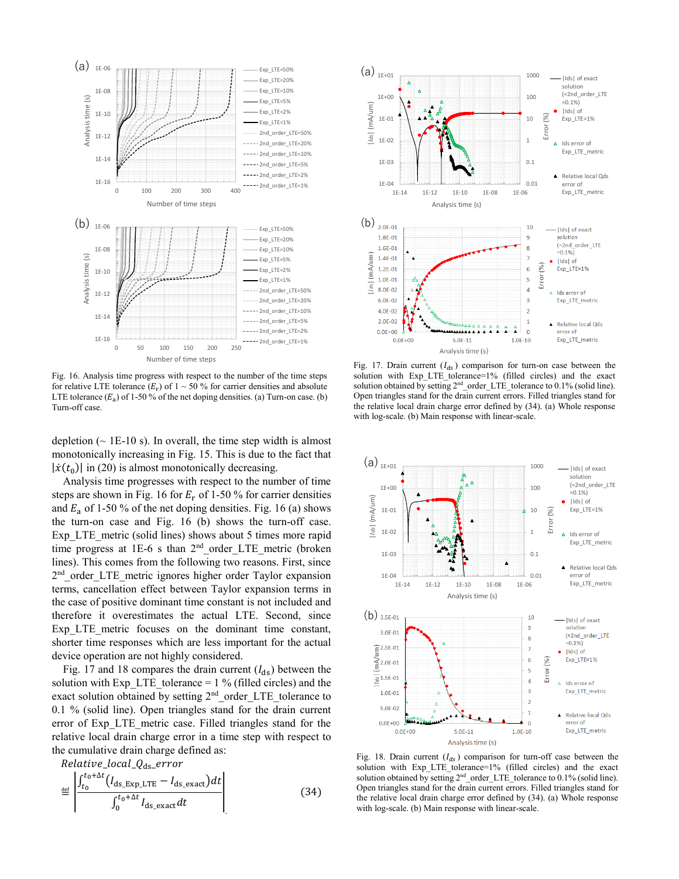Fig. 16. Analysis time progress with respect to the number of the time steps for relative LTE tolerance ($E_r$) of 1 ~ 50 % for carrier densities and absolute LTE tolerance ($E_a$) of 1-50 % of the net doping densities. (a) Turn-on case. (b) Turn-off case.

Fig. 17. Drain current ($I_{ds}$) comparison for turn-on case between the solution with Exp_LTE_tolerance=1% (filled circles) and the exact solution obtained by setting 2nd_order_LTE_tolerance to 0.1% (solid line). Open triangles stand for the drain current errors. Filled triangles stand for the relative local drain charge error defined by (34). (a) Whole response with log-scale. (b) Main response with linear-scale.

depletion (~ 1E-10 s). In overall, the time step width is almost monotonically increasing in Fig. 15. This is due to the fact that $|\dot{x}(t_0)|$ in (20) is almost monotonically decreasing.

Analysis time progresses with respect to the number of time steps are shown in Fig. 16 for $E_r$ of 1-50 % for carrier densities and $E_a$ of 1-50 % of the net doping densities. Fig. 16 (a) shows the turn-on case and Fig. 16 (b) shows the turn-off case. Exp_LTE_metric (solid lines) shows about 5 times more rapid time progress at 1E-6 s than 2nd_order_LTE_metric (broken lines). This comes from the following two reasons. First, since 2nd_order_LTE_metric ignores higher order Taylor expansion terms, cancellation effect between Taylor expansion terms in the case of positive dominant time constant is not included and therefore it overestimates the actual LTE. Second, since Exp_LTE_metric focuses on the dominant time constant, shorter time responses which are less important for the actual device operation are not highly considered.

Fig. 17 and 18 compares the drain current ($I_{ds}$) between the solution with Exp_LTE_tolerance = 1 % (filled circles) and the exact solution obtained by setting 2nd_order_LTE_tolerance to 0.1 % (solid line). Open triangles stand for the drain current error of Exp_LTE_metric case. Filled triangles stand for the relative local drain charge error in a time step with respect to the cumulative drain charge defined as:

$$\mathit{Relative\_local\_Q_{ds}\_error} \stackrel{\text{def}}{=} \left| \frac{\int_{t_0}^{t_0+\Delta t} \left( I_{\text{ds\_Exp\_LTE}} - I_{\text{ds\_exact}} \right) dt}{\int_0^{t_0+\Delta t} I_{\text{ds\_exact}}\, dt} \right| \quad (34)$$

Fig. 18. Drain current ($I_{ds}$) comparison for turn-off case between the solution with Exp_LTE_tolerance=1% (filled circles) and the exact solution obtained by setting 2nd_order_LTE_tolerance to 0.1% (solid line). Open triangles stand for the drain current errors. Filled triangles stand for the relative local drain charge error defined by (34). (a) Whole response with log-scale. (b) Main response with linear-scale.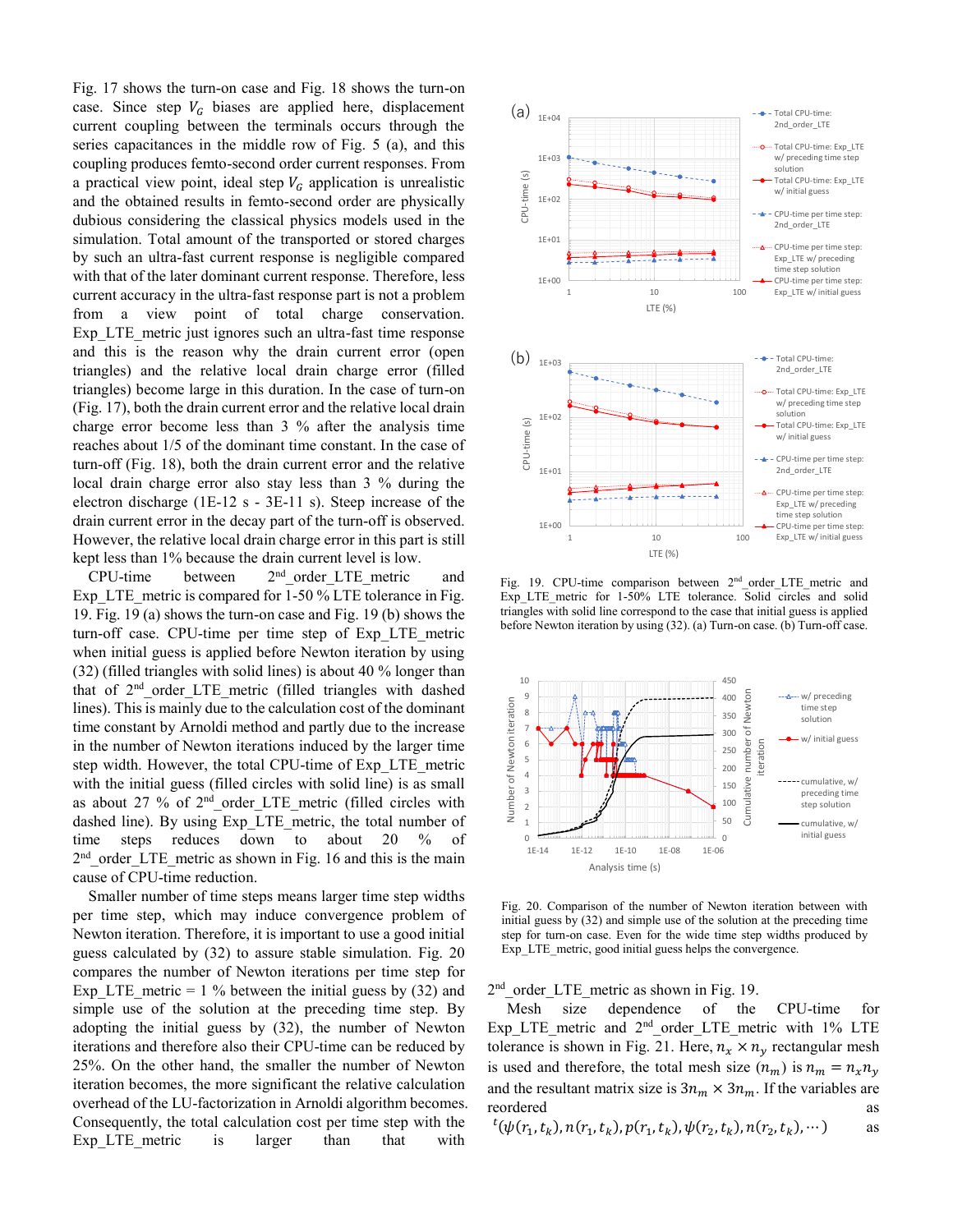Fig. 17 shows the turn-on case and Fig. 18 shows the turn-on case. Since step $V_G$ biases are applied here, displacement current coupling between the terminals occurs through the series capacitances in the middle row of Fig. 5 (a), and this coupling produces femto-second order current responses. From a practical view point, ideal step $V_G$ application is unrealistic and the obtained results in femto-second order are physically dubious considering the classical physics models used in the simulation. Total amount of the transported or stored charges by such an ultra-fast current response is negligible compared with that of the later dominant current response. Therefore, less current accuracy in the ultra-fast response part is not a problem from a view point of total charge conservation. Exp_LTE_metric just ignores such an ultra-fast time response and this is the reason why the drain current error (open triangles) and the relative local drain charge error (filled triangles) become large in this duration. In the case of turn-on (Fig. 17), both the drain current error and the relative local drain charge error become less than 3 % after the analysis time reaches about 1/5 of the dominant time constant. In the case of turn-off (Fig. 18), both the drain current error and the relative local drain charge error also stay less than 3 % during the electron discharge (1E-12 s - 3E-11 s). Steep increase of the drain current error in the decay part of the turn-off is observed. However, the relative local drain charge error in this part is still kept less than 1% because the drain current level is low.

CPU-time between 2nd_order_LTE_metric and Exp_LTE_metric is compared for 1-50 % LTE tolerance in Fig. 19. Fig. 19 (a) shows the turn-on case and Fig. 19 (b) shows the turn-off case. CPU-time per time step of Exp_LTE_metric when initial guess is applied before Newton iteration by using (32) (filled triangles with solid lines) is about 40 % longer than that of 2nd_order_LTE_metric (filled triangles with dashed lines). This is mainly due to the calculation cost of the dominant time constant by Arnoldi method and partly due to the increase in the number of Newton iterations induced by the larger time step width. However, the total CPU-time of Exp_LTE_metric with the initial guess (filled circles with solid line) is as small as about 27 % of 2nd_order_LTE_metric (filled circles with dashed line). By using Exp_LTE_metric, the total number of time steps reduces down to about 20 % of 2nd_order_LTE_metric as shown in Fig. 16 and this is the main cause of CPU-time reduction.

Smaller number of time steps means larger time step widths per time step, which may induce convergence problem of Newton iteration. Therefore, it is important to use a good initial guess calculated by (32) to assure stable simulation. Fig. 20 compares the number of Newton iterations per time step for Exp_LTE_metric = 1 % between the initial guess by (32) and simple use of the solution at the preceding time step. By adopting the initial guess by (32), the number of Newton iterations and therefore also their CPU-time can be reduced by 25%. On the other hand, the smaller the number of Newton iteration becomes, the more significant the relative calculation overhead of the LU-factorization in Arnoldi algorithm becomes. Consequently, the total calculation cost per time step with the Exp_LTE_metric is larger than that with 2nd_order_LTE_metric as shown in Fig. 19.

Fig. 19. CPU-time comparison between 2nd_order_LTE_metric and Exp_LTE_metric for 1-50% LTE tolerance. Solid circles and solid triangles with solid line correspond to the case that initial guess is applied before Newton iteration by using (32). (a) Turn-on case. (b) Turn-off case.

Fig. 20. Comparison of the number of Newton iteration between with initial guess by (32) and simple use of the solution at the preceding time step for turn-on case. Even for the wide time step widths produced by Exp_LTE_metric, good initial guess helps the convergence.

Mesh size dependence of the CPU-time for Exp_LTE_metric and 2nd_order_LTE_metric with 1% LTE tolerance is shown in Fig. 21. Here, $n_x \times n_y$ rectangular mesh is used and therefore, the total mesh size ($n_m$) is $n_m = n_x n_y$ and the resultant matrix size is $3n_m \times 3n_m$. If the variables are reordered as $^t(\psi(r_1,t_k), n(r_1,t_k), p(r_1,t_k), \psi(r_2,t_k), n(r_2,t_k), \cdots)$ as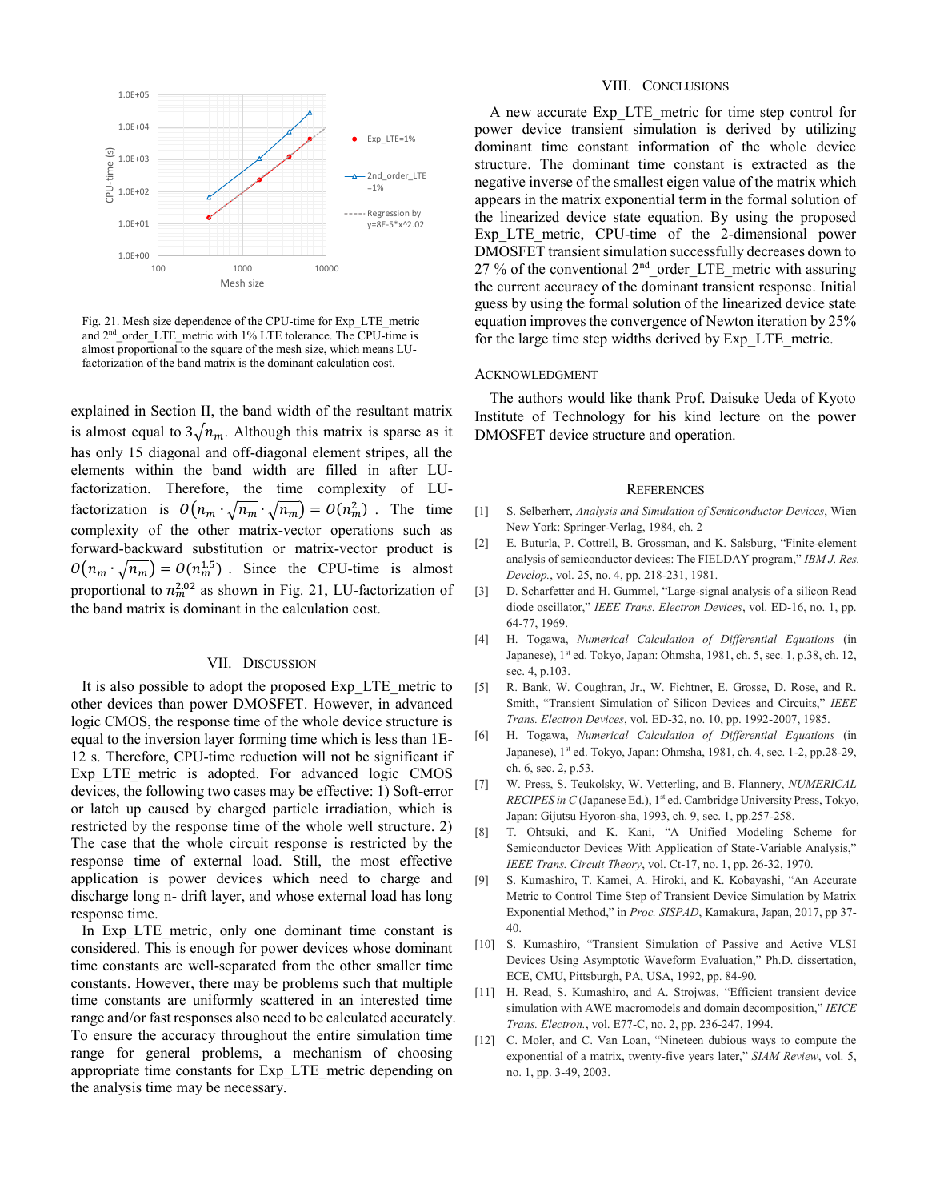Fig. 21. Mesh size dependence of the CPU-time for Exp_LTE_metric and 2nd_order_LTE_metric with 1% LTE tolerance. The CPU-time is almost proportional to the square of the mesh size, which means LU-factorization of the band matrix is the dominant calculation cost.

explained in Section II, the band width of the resultant matrix is almost equal to $3\sqrt{n_m}$. Although this matrix is sparse as it has only 15 diagonal and off-diagonal element stripes, all the elements within the band width are filled in after LU-factorization. Therefore, the time complexity of LU-factorization is $O\left(n_m \cdot \sqrt{n_m} \cdot \sqrt{n_m}\right) = O(n_m^2)$. The time complexity of the other matrix-vector operations such as forward-backward substitution or matrix-vector product is $O\left(n_m \cdot \sqrt{n_m}\right) = O(n_m^{1.5})$. Since the CPU-time is almost proportional to $n_m^{2.02}$ as shown in Fig. 21, LU-factorization of the band matrix is dominant in the calculation cost.

## VII. Discussion

It is also possible to adopt the proposed Exp_LTE_metric to other devices than power DMOSFET. However, in advanced logic CMOS, the response time of the whole device structure is equal to the inversion layer forming time which is less than 1E-12 s. Therefore, CPU-time reduction will not be significant if Exp_LTE_metric is adopted. For advanced logic CMOS devices, the following two cases may be effective: 1) Soft-error or latch up caused by charged particle irradiation, which is restricted by the response time of the whole well structure. 2) The case that the whole circuit response is restricted by the response time of external load. Still, the most effective application is power devices which need to charge and discharge long n- drift layer, and whose external load has long response time.

In Exp_LTE_metric, only one dominant time constant is considered. This is enough for power devices whose dominant time constants are well-separated from the other smaller time constants. However, there may be problems such that multiple time constants are uniformly scattered in an interested time range and/or fast responses also need to be calculated accurately. To ensure the accuracy throughout the entire simulation time range for general problems, a mechanism of choosing appropriate time constants for Exp_LTE_metric depending on the analysis time may be necessary.

## VIII. Conclusions

A new accurate Exp_LTE_metric for time step control for power device transient simulation is derived by utilizing dominant time constant information of the whole device structure. The dominant time constant is extracted as the negative inverse of the smallest eigen value of the matrix which appears in the matrix exponential term in the formal solution of the linearized device state equation. By using the proposed Exp_LTE_metric, CPU-time of the 2-dimensional power DMOSFET transient simulation successfully decreases down to 27 % of the conventional 2nd_order_LTE_metric with assuring the current accuracy of the dominant transient response. Initial guess by using the formal solution of the linearized device state equation improves the convergence of Newton iteration by 25% for the large time step widths derived by Exp_LTE_metric.

## Acknowledgment

The authors would like thank Prof. Daisuke Ueda of Kyoto Institute of Technology for his kind lecture on the power DMOSFET device structure and operation.

## References

[1] S. Selberherr, *Analysis and Simulation of Semiconductor Devices*, Wien New York: Springer-Verlag, 1984, ch. 2

[2] E. Buturla, P. Cottrell, B. Grossman, and K. Salsburg, "Finite-element analysis of semiconductor devices: The FIELDAY program," *IBM J. Res. Develop.*, vol. 25, no. 4, pp. 218-231, 1981.

[3] D. Scharfetter and H. Gummel, "Large-signal analysis of a silicon Read diode oscillator," *IEEE Trans. Electron Devices*, vol. ED-16, no. 1, pp. 64-77, 1969.

[4] H. Togawa, *Numerical Calculation of Differential Equations* (in Japanese), 1st ed. Tokyo, Japan: Ohmsha, 1981, ch. 5, sec. 1, p.38, ch. 12, sec. 4, p.103.

[5] R. Bank, W. Coughran, Jr., W. Fichtner, E. Grosse, D. Rose, and R. Smith, "Transient Simulation of Silicon Devices and Circuits," *IEEE Trans. Electron Devices*, vol. ED-32, no. 10, pp. 1992-2007, 1985.

[6] H. Togawa, *Numerical Calculation of Differential Equations* (in Japanese), 1st ed. Tokyo, Japan: Ohmsha, 1981, ch. 4, sec. 1-2, pp.28-29, ch. 6, sec. 2, p.53.

[7] W. Press, S. Teukolsky, W. Vetterling, and B. Flannery, *NUMERICAL RECIPES in C* (Japanese Ed.), 1st ed. Cambridge University Press, Tokyo, Japan: Gijutsu Hyoron-sha, 1993, ch. 9, sec. 1, pp.257-258.

[8] T. Ohtsuki, and K. Kani, "A Unified Modeling Scheme for Semiconductor Devices With Application of State-Variable Analysis," *IEEE Trans. Circuit Theory*, vol. Ct-17, no. 1, pp. 26-32, 1970.

[9] S. Kumashiro, T. Kamei, A. Hiroki, and K. Kobayashi, "An Accurate Metric to Control Time Step of Transient Device Simulation by Matrix Exponential Method," in *Proc. SISPAD*, Kamakura, Japan, 2017, pp 37-40.

[10] S. Kumashiro, "Transient Simulation of Passive and Active VLSI Devices Using Asymptotic Waveform Evaluation," Ph.D. dissertation, ECE, CMU, Pittsburgh, PA, USA, 1992, pp. 84-90.

[11] H. Read, S. Kumashiro, and A. Strojwas, "Efficient transient device simulation with AWE macromodels and domain decomposition," *IEICE Trans. Electron.*, vol. E77-C, no. 2, pp. 236-247, 1994.

[12] C. Moler, and C. Van Loan, "Nineteen dubious ways to compute the exponential of a matrix, twenty-five years later," *SIAM Review*, vol. 5, no. 1, pp. 3-49, 2003.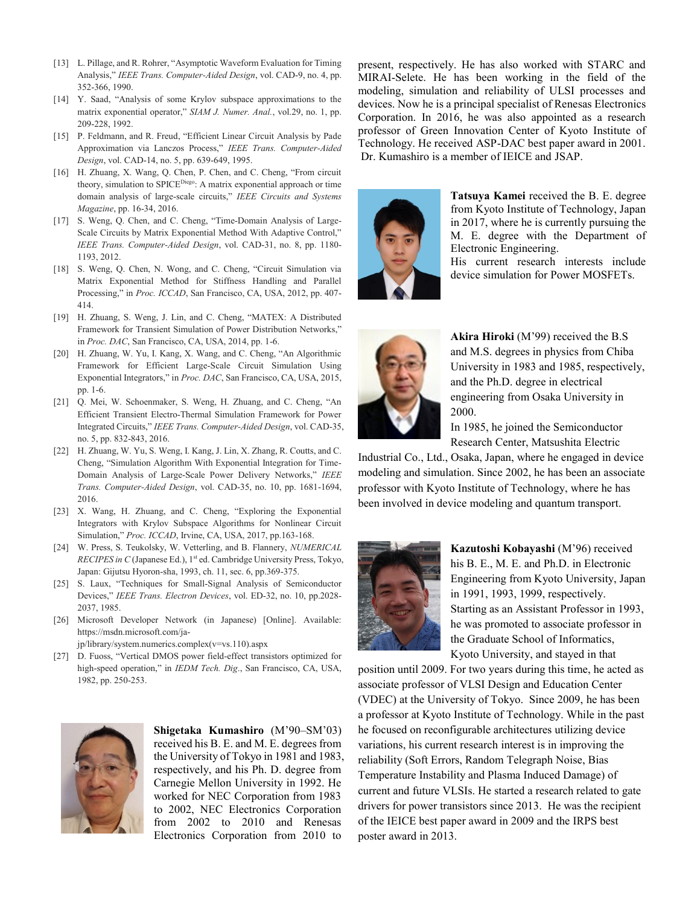[13] L. Pillage, and R. Rohrer, "Asymptotic Waveform Evaluation for Timing Analysis," *IEEE Trans. Computer-Aided Design*, vol. CAD-9, no. 4, pp. 352-366, 1990.

[14] Y. Saad, "Analysis of some Krylov subspace approximations to the matrix exponential operator," *SIAM J. Numer. Anal.*, vol.29, no. 1, pp. 209-228, 1992.

[15] P. Feldmann, and R. Freud, "Efficient Linear Circuit Analysis by Pade Approximation via Lanczos Process," *IEEE Trans. Computer-Aided Design*, vol. CAD-14, no. 5, pp. 639-649, 1995.

[16] H. Zhuang, X. Wang, Q. Chen, P. Chen, and C. Cheng, "From circuit theory, simulation to SPICE[Diego]: A matrix exponential approach or time domain analysis of large-scale circuits," *IEEE Circuits and Systems Magazine*, pp. 16-34, 2016.

[17] S. Weng, Q. Chen, and C. Cheng, "Time-Domain Analysis of Large-Scale Circuits by Matrix Exponential Method With Adaptive Control," *IEEE Trans. Computer-Aided Design*, vol. CAD-31, no. 8, pp. 1180-1193, 2012.

[18] S. Weng, Q. Chen, N. Wong, and C. Cheng, "Circuit Simulation via Matrix Exponential Method for Stiffness Handling and Parallel Processing," in *Proc. ICCAD*, San Francisco, CA, USA, 2012, pp. 407-414.

[19] H. Zhuang, S. Weng, J. Lin, and C. Cheng, "MATEX: A Distributed Framework for Transient Simulation of Power Distribution Networks," in *Proc. DAC*, San Francisco, CA, USA, 2014, pp. 1-6.

[20] H. Zhuang, W. Yu, I. Kang, X. Wang, and C. Cheng, "An Algorithmic Framework for Efficient Large-Scale Circuit Simulation Using Exponential Integrators," in *Proc. DAC*, San Francisco, CA, USA, 2015, pp. 1-6.

[21] Q. Mei, W. Schoenmaker, S. Weng, H. Zhuang, and C. Cheng, "An Efficient Transient Electro-Thermal Simulation Framework for Power Integrated Circuits," *IEEE Trans. Computer-Aided Design*, vol. CAD-35, no. 5, pp. 832-843, 2016.

[22] H. Zhuang, W. Yu, S. Weng, I. Kang, J. Lin, X. Zhang, R. Coutts, and C. Cheng, "Simulation Algorithm With Exponential Integration for Time-Domain Analysis of Large-Scale Power Delivery Networks," *IEEE Trans. Computer-Aided Design*, vol. CAD-35, no. 10, pp. 1681-1694, 2016.

[23] X. Wang, H. Zhuang, and C. Cheng, "Exploring the Exponential Integrators with Krylov Subspace Algorithms for Nonlinear Circuit Simulation," *Proc. ICCAD*, Irvine, CA, USA, 2017, pp.163-168.

[24] W. Press, S. Teukolsky, W. Vetterling, and B. Flannery, *NUMERICAL RECIPES in C* (Japanese Ed.), 1st ed. Cambridge University Press, Tokyo, Japan: Gijutsu Hyoron-sha, 1993, ch. 11, sec. 6, pp.369-375.

[25] S. Laux, "Techniques for Small-Signal Analysis of Semiconductor Devices," *IEEE Trans. Electron Devices*, vol. ED-32, no. 10, pp.2028-2037, 1985.

[26] Microsoft Developer Network (in Japanese) [Online]. Available: https://msdn.microsoft.com/ja-jp/library/system.numerics.complex(v=vs.110).aspx

[27] D. Fuoss, "Vertical DMOS power field-effect transistors optimized for high-speed operation," in *IEDM Tech. Dig.*, San Francisco, CA, USA, 1982, pp. 250-253.

**Shigetaka Kumashiro** (M'90–SM'03) received his B. E. and M. E. degrees from the University of Tokyo in 1981 and 1983, respectively, and his Ph. D. degree from Carnegie Mellon University in 1992. He worked for NEC Corporation from 1983 to 2002, NEC Electronics Corporation from 2002 to 2010 and Renesas Electronics Corporation from 2010 to present, respectively. He has also worked with STARC and MIRAI-Selete. He has been working in the field of the modeling, simulation and reliability of ULSI processes and devices. Now he is a principal specialist of Renesas Electronics Corporation. In 2016, he was also appointed as a research professor of Green Innovation Center of Kyoto Institute of Technology. He received ASP-DAC best paper award in 2001. Dr. Kumashiro is a member of IEICE and JSAP.

**Tatsuya Kamei** received the B. E. degree from Kyoto Institute of Technology, Japan in 2017, where he is currently pursuing the M. E. degree with the Department of Electronic Engineering.
His current research interests include device simulation for Power MOSFETs.

**Akira Hiroki** (M'99) received the B.S and M.S. degrees in physics from Chiba University in 1983 and 1985, respectively, and the Ph.D. degree in electrical engineering from Osaka University in 2000.
In 1985, he joined the Semiconductor Research Center, Matsushita Electric Industrial Co., Ltd., Osaka, Japan, where he engaged in device modeling and simulation. Since 2002, he has been an associate professor with Kyoto Institute of Technology, where he has been involved in device modeling and quantum transport.

**Kazutoshi Kobayashi** (M'96) received his B. E., M. E. and Ph.D. in Electronic Engineering from Kyoto University, Japan in 1991, 1993, 1999, respectively. Starting as an Assistant Professor in 1993, he was promoted to associate professor in the Graduate School of Informatics, Kyoto University, and stayed in that position until 2009. For two years during this time, he acted as associate professor of VLSI Design and Education Center (VDEC) at the University of Tokyo. Since 2009, he has been a professor at Kyoto Institute of Technology. While in the past he focused on reconfigurable architectures utilizing device variations, his current research interest is in improving the reliability (Soft Errors, Random Telegraph Noise, Bias Temperature Instability and Plasma Induced Damage) of current and future VLSIs. He started a research related to gate drivers for power transistors since 2013. He was the recipient of the IEICE best paper award in 2009 and the IRPS best poster award in 2013.